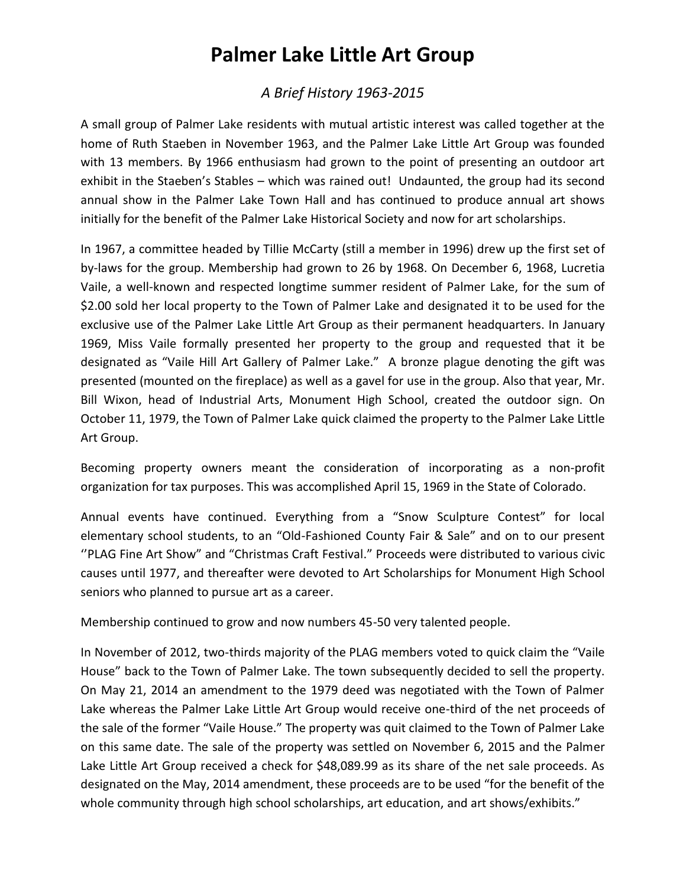# Palmer Lake Little Art Group

*A Brief History 1963-2015*

A small group of Palmer Lake residents with mutual artistic interest was called together at the home of Ruth Staeben in November 1963, and the Palmer Lake Little Art Group was founded with 13 members. By 1966 enthusiasm had grown to the point of presenting an outdoor art exhibit in the Staeben's Stables – which was rained out! Undaunted, the group had its second annual show in the Palmer Lake Town Hall and has continued to produce annual art shows initially for the benefit of the Palmer Lake Historical Society and now for art scholarships.

In 1967, a committee headed by Tillie McCarty (still a member in 1996) drew up the first set of by-laws for the group. Membership had grown to 26 by 1968. On December 6, 1968, Lucretia Vaile, a well-known and respected longtime summer resident of Palmer Lake, for the sum of $2.00 sold her local property to the Town of Palmer Lake and designated it to be used for the exclusive use of the Palmer Lake Little Art Group as their permanent headquarters. In January 1969, Miss Vaile formally presented her property to the group and requested that it be designated as "Vaile Hill Art Gallery of Palmer Lake." A bronze plague denoting the gift was presented (mounted on the fireplace) as well as a gavel for use in the group. Also that year, Mr. Bill Wixon, head of Industrial Arts, Monument High School, created the outdoor sign. On October 11, 1979, the Town of Palmer Lake quick claimed the property to the Palmer Lake Little Art Group.

Becoming property owners meant the consideration of incorporating as a non-profit organization for tax purposes. This was accomplished April 15, 1969 in the State of Colorado.

Annual events have continued. Everything from a "Snow Sculpture Contest" for local elementary school students, to an "Old-Fashioned County Fair & Sale" and on to our present ''PLAG Fine Art Show" and "Christmas Craft Festival." Proceeds were distributed to various civic causes until 1977, and thereafter were devoted to Art Scholarships for Monument High School seniors who planned to pursue art as a career.

Membership continued to grow and now numbers 45-50 very talented people.

In November of 2012, two-thirds majority of the PLAG members voted to quick claim the "Vaile House" back to the Town of Palmer Lake. The town subsequently decided to sell the property. On May 21, 2014 an amendment to the 1979 deed was negotiated with the Town of Palmer Lake whereas the Palmer Lake Little Art Group would receive one-third of the net proceeds of the sale of the former "Vaile House." The property was quit claimed to the Town of Palmer Lake on this same date. The sale of the property was settled on November 6, 2015 and the Palmer Lake Little Art Group received a check for $48,089.99 as its share of the net sale proceeds. As designated on the May, 2014 amendment, these proceeds are to be used "for the benefit of the whole community through high school scholarships, art education, and art shows/exhibits."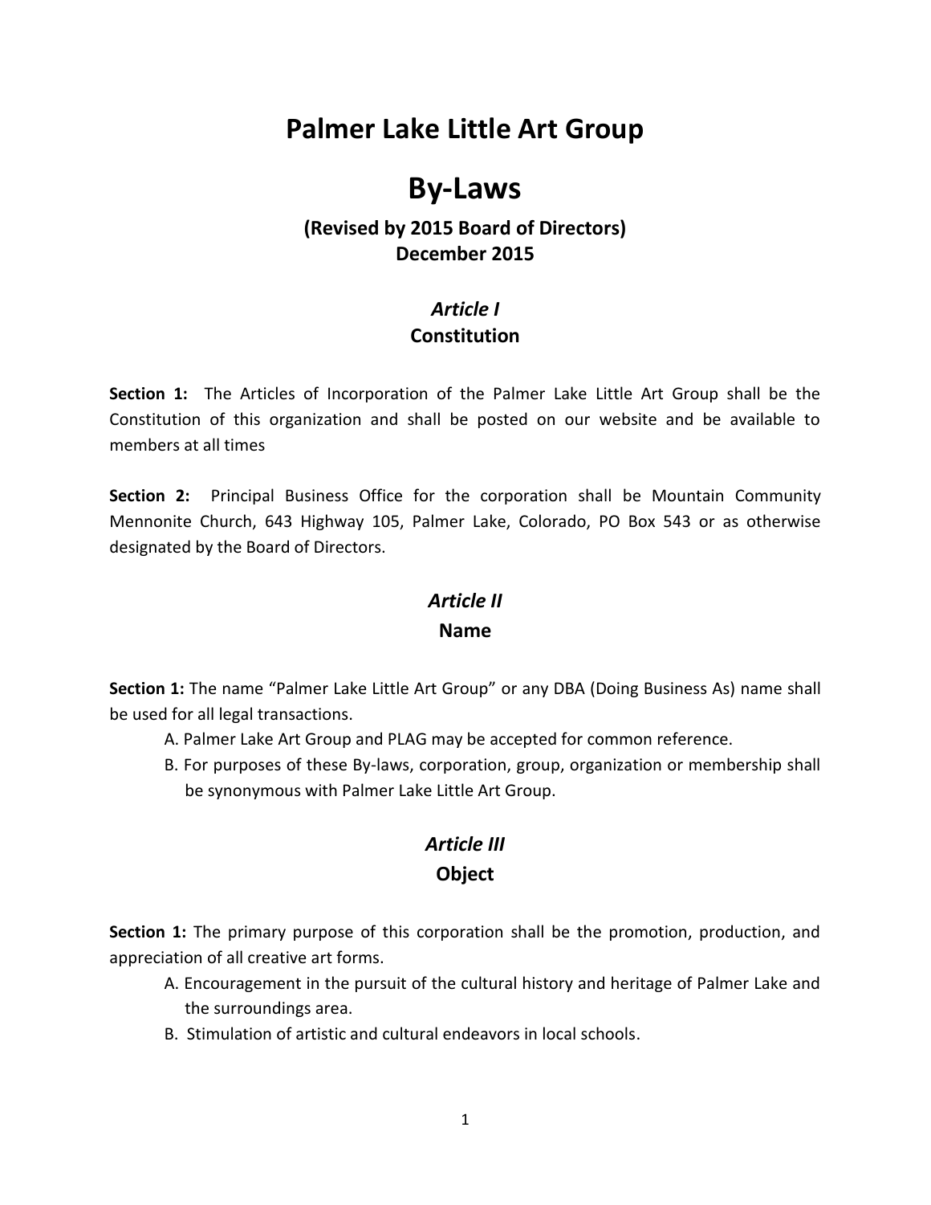# Palmer Lake Little Art Group

# By-Laws

### (Revised by 2015 Board of Directors)
### December 2015

## *Article I*
## Constitution

**Section 1:** The Articles of Incorporation of the Palmer Lake Little Art Group shall be the Constitution of this organization and shall be posted on our website and be available to members at all times

**Section 2:** Principal Business Office for the corporation shall be Mountain Community Mennonite Church, 643 Highway 105, Palmer Lake, Colorado, PO Box 543 or as otherwise designated by the Board of Directors.

## *Article II*
## Name

**Section 1:** The name "Palmer Lake Little Art Group" or any DBA (Doing Business As) name shall be used for all legal transactions.

A. Palmer Lake Art Group and PLAG may be accepted for common reference.
B. For purposes of these By-laws, corporation, group, organization or membership shall be synonymous with Palmer Lake Little Art Group.

## *Article III*
## Object

**Section 1:** The primary purpose of this corporation shall be the promotion, production, and appreciation of all creative art forms.

A. Encouragement in the pursuit of the cultural history and heritage of Palmer Lake and the surroundings area.
B. Stimulation of artistic and cultural endeavors in local schools.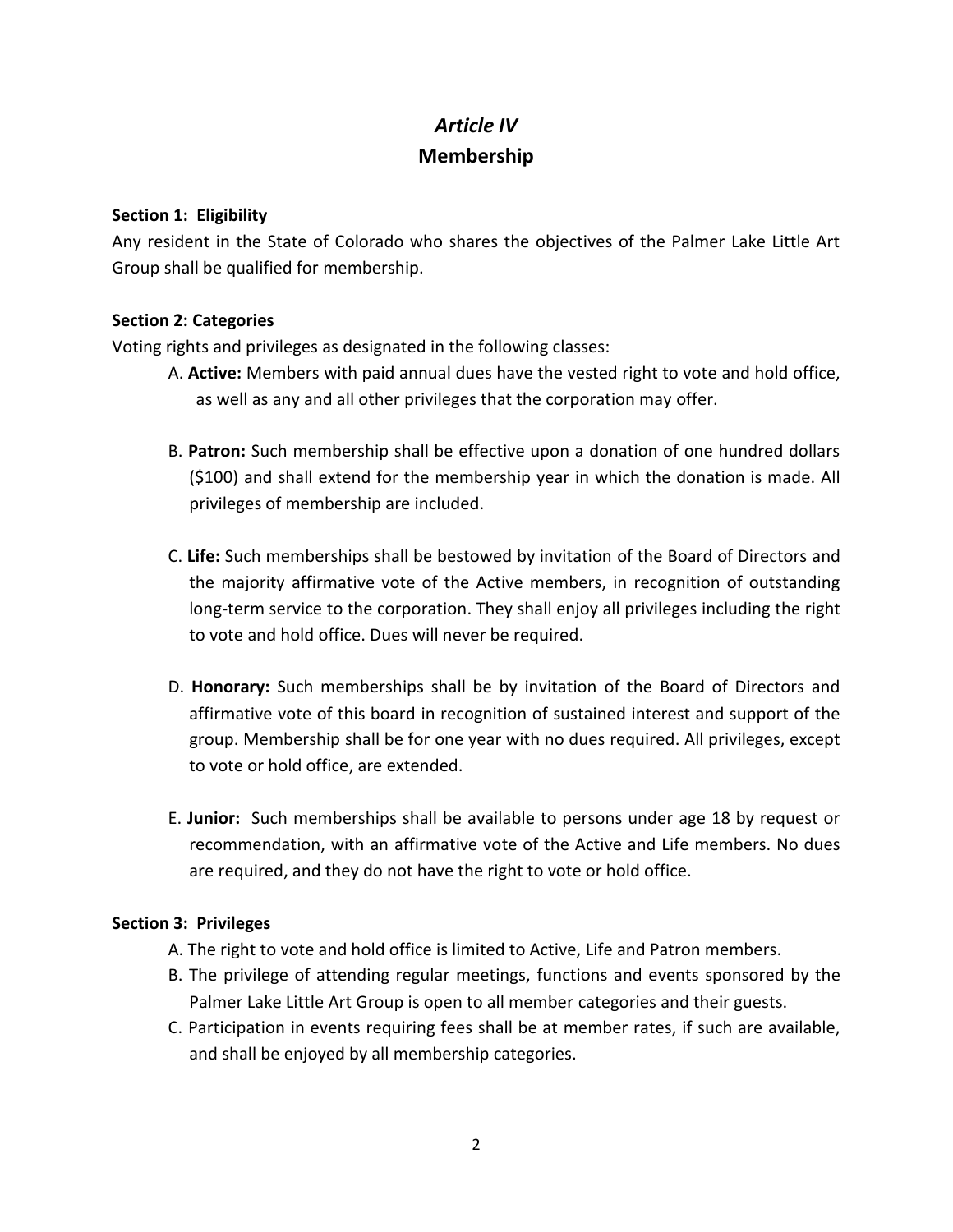# *Article IV*
## Membership

**Section 1: Eligibility**

Any resident in the State of Colorado who shares the objectives of the Palmer Lake Little Art Group shall be qualified for membership.

**Section 2: Categories**

Voting rights and privileges as designated in the following classes:

A. **Active:** Members with paid annual dues have the vested right to vote and hold office, as well as any and all other privileges that the corporation may offer.

B. **Patron:** Such membership shall be effective upon a donation of one hundred dollars ($100) and shall extend for the membership year in which the donation is made. All privileges of membership are included.

C. **Life:** Such memberships shall be bestowed by invitation of the Board of Directors and the majority affirmative vote of the Active members, in recognition of outstanding long-term service to the corporation. They shall enjoy all privileges including the right to vote and hold office. Dues will never be required.

D. **Honorary:** Such memberships shall be by invitation of the Board of Directors and affirmative vote of this board in recognition of sustained interest and support of the group. Membership shall be for one year with no dues required. All privileges, except to vote or hold office, are extended.

E. **Junior:** Such memberships shall be available to persons under age 18 by request or recommendation, with an affirmative vote of the Active and Life members. No dues are required, and they do not have the right to vote or hold office.

**Section 3: Privileges**

A. The right to vote and hold office is limited to Active, Life and Patron members.

B. The privilege of attending regular meetings, functions and events sponsored by the Palmer Lake Little Art Group is open to all member categories and their guests.

C. Participation in events requiring fees shall be at member rates, if such are available, and shall be enjoyed by all membership categories.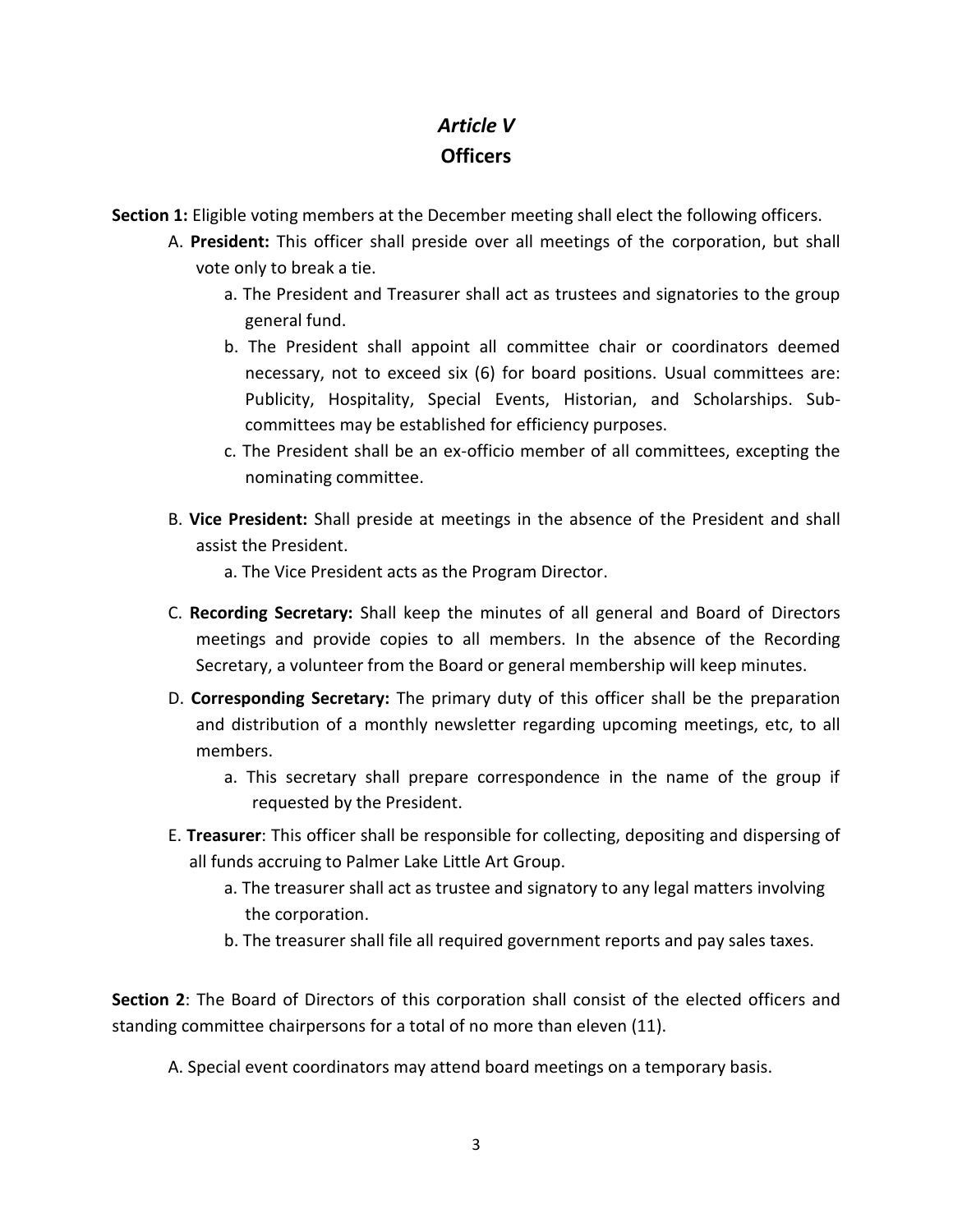# *Article V*
## Officers

**Section 1:** Eligible voting members at the December meeting shall elect the following officers.

A. **President:** This officer shall preside over all meetings of the corporation, but shall vote only to break a tie.
   a. The President and Treasurer shall act as trustees and signatories to the group general fund.
   b. The President shall appoint all committee chair or coordinators deemed necessary, not to exceed six (6) for board positions. Usual committees are: Publicity, Hospitality, Special Events, Historian, and Scholarships. Sub-committees may be established for efficiency purposes.
   c. The President shall be an ex-officio member of all committees, excepting the nominating committee.

B. **Vice President:** Shall preside at meetings in the absence of the President and shall assist the President.
   a. The Vice President acts as the Program Director.

C. **Recording Secretary:** Shall keep the minutes of all general and Board of Directors meetings and provide copies to all members. In the absence of the Recording Secretary, a volunteer from the Board or general membership will keep minutes.

D. **Corresponding Secretary:** The primary duty of this officer shall be the preparation and distribution of a monthly newsletter regarding upcoming meetings, etc, to all members.
   a. This secretary shall prepare correspondence in the name of the group if requested by the President.

E. **Treasurer**: This officer shall be responsible for collecting, depositing and dispersing of all funds accruing to Palmer Lake Little Art Group.
   a. The treasurer shall act as trustee and signatory to any legal matters involving the corporation.
   b. The treasurer shall file all required government reports and pay sales taxes.

**Section 2**: The Board of Directors of this corporation shall consist of the elected officers and standing committee chairpersons for a total of no more than eleven (11).

A. Special event coordinators may attend board meetings on a temporary basis.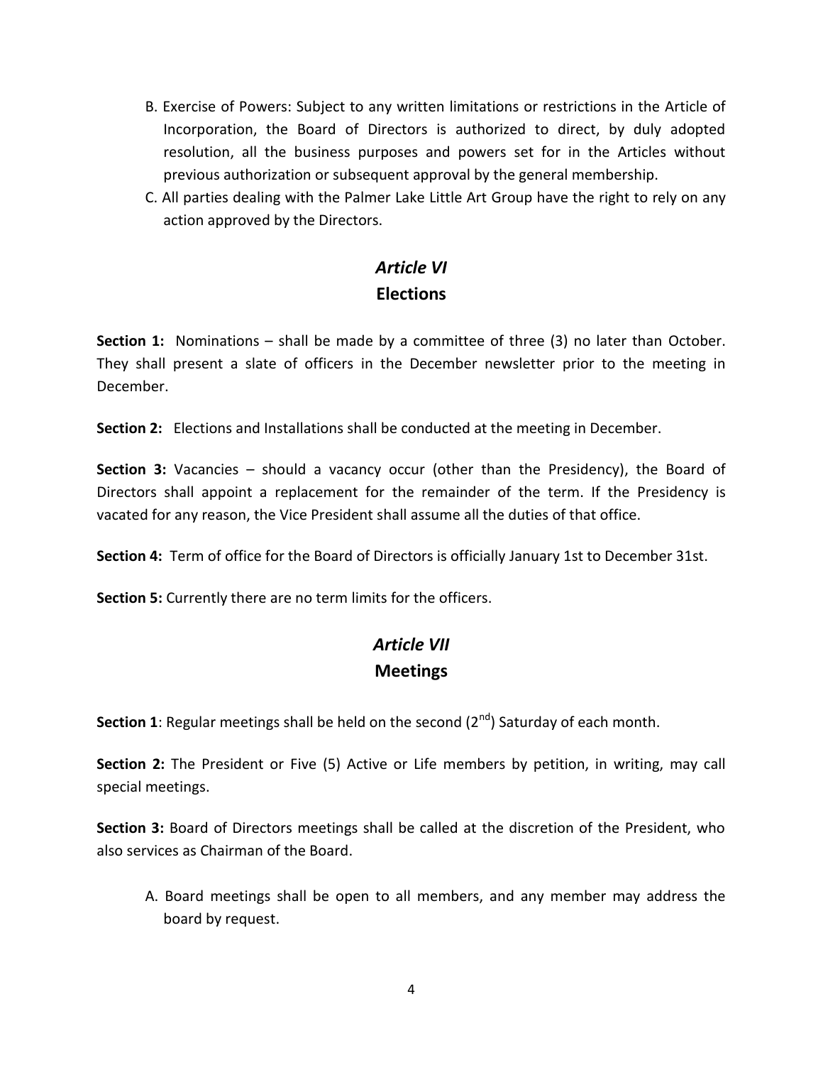B. Exercise of Powers: Subject to any written limitations or restrictions in the Article of Incorporation, the Board of Directors is authorized to direct, by duly adopted resolution, all the business purposes and powers set for in the Articles without previous authorization or subsequent approval by the general membership.

C. All parties dealing with the Palmer Lake Little Art Group have the right to rely on any action approved by the Directors.

## *Article VI*
## Elections

**Section 1:** Nominations – shall be made by a committee of three (3) no later than October. They shall present a slate of officers in the December newsletter prior to the meeting in December.

**Section 2:** Elections and Installations shall be conducted at the meeting in December.

**Section 3:** Vacancies – should a vacancy occur (other than the Presidency), the Board of Directors shall appoint a replacement for the remainder of the term. If the Presidency is vacated for any reason, the Vice President shall assume all the duties of that office.

**Section 4:** Term of office for the Board of Directors is officially January 1st to December 31st.

**Section 5:** Currently there are no term limits for the officers.

## *Article VII*
## Meetings

**Section 1**: Regular meetings shall be held on the second (2nd) Saturday of each month.

**Section 2:** The President or Five (5) Active or Life members by petition, in writing, may call special meetings.

**Section 3:** Board of Directors meetings shall be called at the discretion of the President, who also services as Chairman of the Board.

A. Board meetings shall be open to all members, and any member may address the board by request.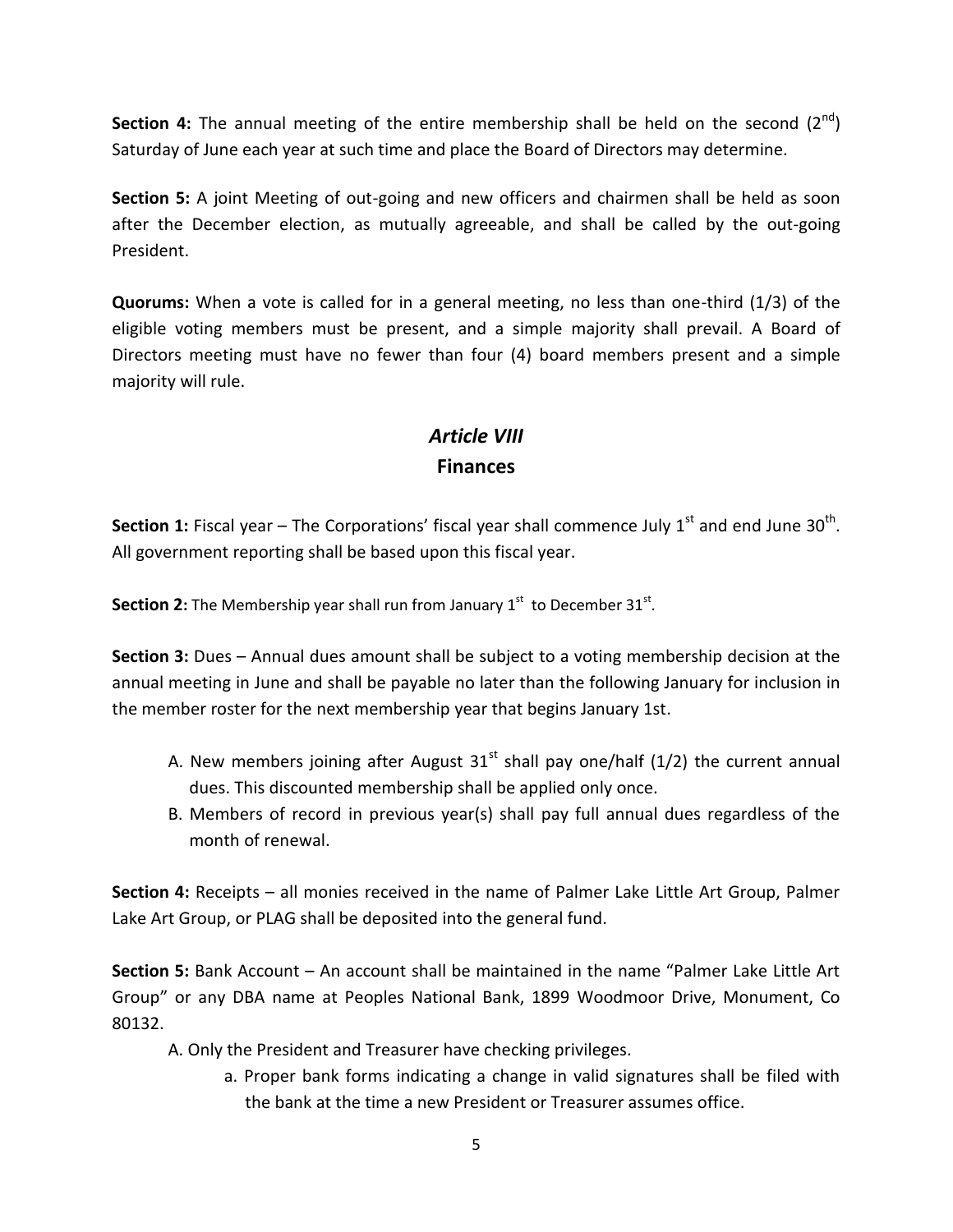**Section 4:** The annual meeting of the entire membership shall be held on the second (2nd) Saturday of June each year at such time and place the Board of Directors may determine.

**Section 5:** A joint Meeting of out-going and new officers and chairmen shall be held as soon after the December election, as mutually agreeable, and shall be called by the out-going President.

**Quorums:** When a vote is called for in a general meeting, no less than one-third (1/3) of the eligible voting members must be present, and a simple majority shall prevail. A Board of Directors meeting must have no fewer than four (4) board members present and a simple majority will rule.

## *Article VIII*
## Finances

**Section 1:** Fiscal year – The Corporations' fiscal year shall commence July 1st and end June 30th. All government reporting shall be based upon this fiscal year.

**Section 2:** The Membership year shall run from January 1st to December 31st.

**Section 3:** Dues – Annual dues amount shall be subject to a voting membership decision at the annual meeting in June and shall be payable no later than the following January for inclusion in the member roster for the next membership year that begins January 1st.

A. New members joining after August 31st shall pay one/half (1/2) the current annual dues. This discounted membership shall be applied only once.
B. Members of record in previous year(s) shall pay full annual dues regardless of the month of renewal.

**Section 4:** Receipts – all monies received in the name of Palmer Lake Little Art Group, Palmer Lake Art Group, or PLAG shall be deposited into the general fund.

**Section 5:** Bank Account – An account shall be maintained in the name "Palmer Lake Little Art Group" or any DBA name at Peoples National Bank, 1899 Woodmoor Drive, Monument, Co 80132.

A. Only the President and Treasurer have checking privileges.
   a. Proper bank forms indicating a change in valid signatures shall be filed with the bank at the time a new President or Treasurer assumes office.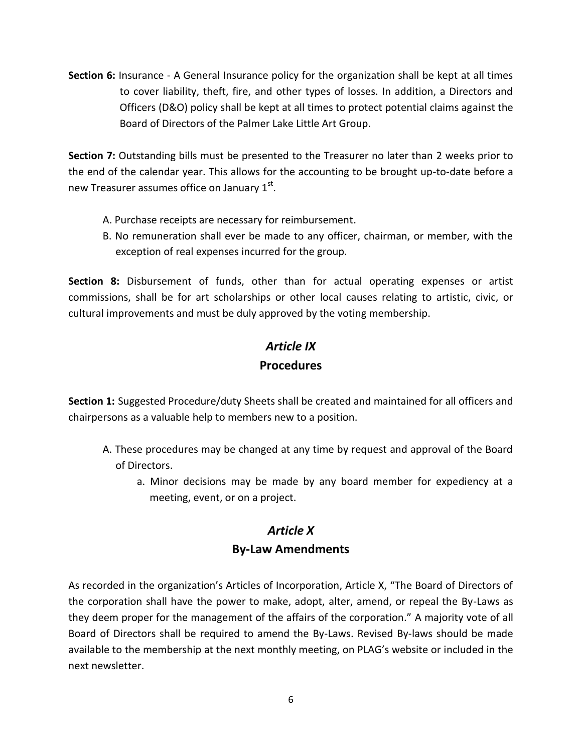**Section 6:** Insurance - A General Insurance policy for the organization shall be kept at all times to cover liability, theft, fire, and other types of losses. In addition, a Directors and Officers (D&O) policy shall be kept at all times to protect potential claims against the Board of Directors of the Palmer Lake Little Art Group.

**Section 7:** Outstanding bills must be presented to the Treasurer no later than 2 weeks prior to the end of the calendar year. This allows for the accounting to be brought up-to-date before a new Treasurer assumes office on January 1st.

A. Purchase receipts are necessary for reimbursement.
B. No remuneration shall ever be made to any officer, chairman, or member, with the exception of real expenses incurred for the group.

**Section 8:** Disbursement of funds, other than for actual operating expenses or artist commissions, shall be for art scholarships or other local causes relating to artistic, civic, or cultural improvements and must be duly approved by the voting membership.

## *Article IX*
## Procedures

**Section 1:** Suggested Procedure/duty Sheets shall be created and maintained for all officers and chairpersons as a valuable help to members new to a position.

A. These procedures may be changed at any time by request and approval of the Board of Directors.
   a. Minor decisions may be made by any board member for expediency at a meeting, event, or on a project.

## *Article X*
## By-Law Amendments

As recorded in the organization's Articles of Incorporation, Article X, "The Board of Directors of the corporation shall have the power to make, adopt, alter, amend, or repeal the By-Laws as they deem proper for the management of the affairs of the corporation." A majority vote of all Board of Directors shall be required to amend the By-Laws. Revised By-laws should be made available to the membership at the next monthly meeting, on PLAG's website or included in the next newsletter.